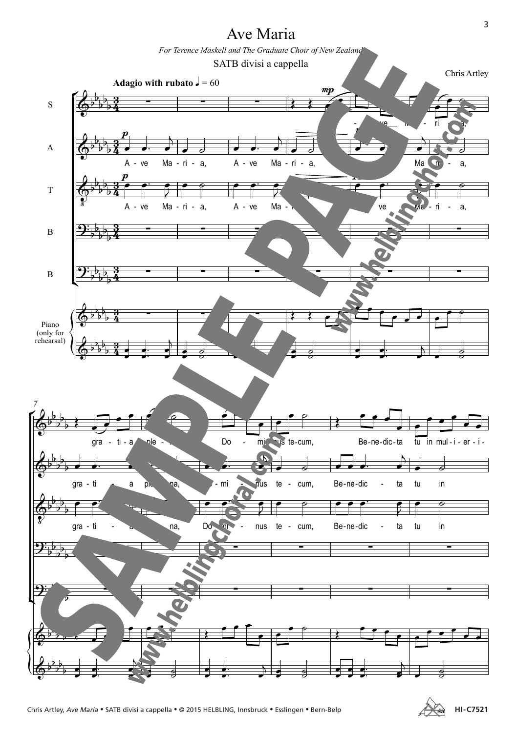# Ave Maria

*For Terence Maskell and The Graduate Choir of New Zealand*

SATB divisi a cappella

Chris Artley

**Adagio with rubato** ♩ = 60

S, A, T, B, B

Piano (only for rehearsal)

A - ve Ma - ri - a, A - ve Ma - ri - a,

gra - ti - a ple - na, Do - mi - nus te - cum, Be - ne - dic - ta tu in mul - i - er - i -

Chris Artley, *Ave Maria* • SATB divisi a cappella • © 2015 HELBLING, Innsbruck • Esslingen • Bern-Belp

HI-C7521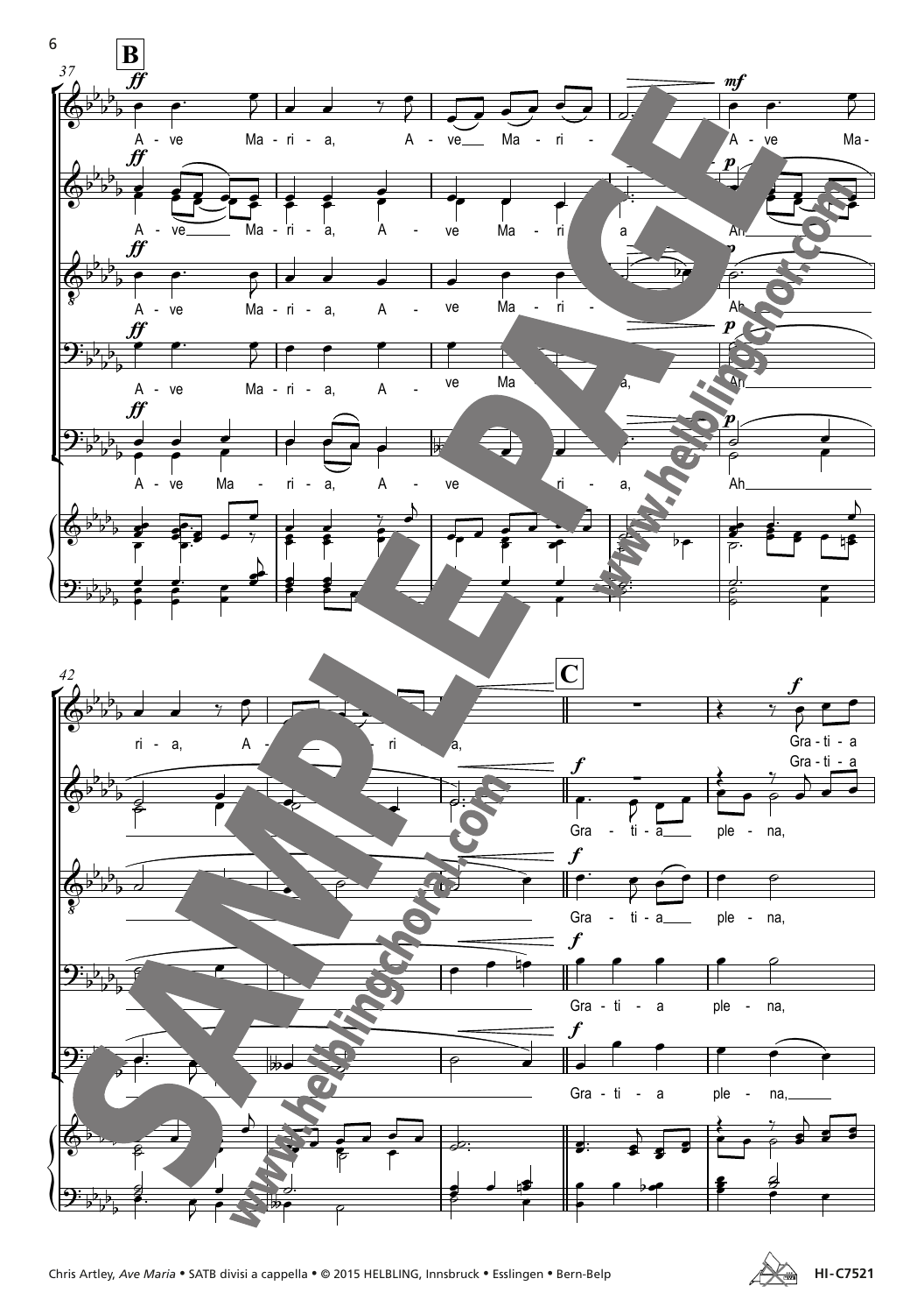**B**

Ave Maria, Ave Maria, Ave Maria, Ave Maria, Ave Maria,

Ave Maria, Ave Maria, Ave Maria, Ah

**C**

Gratia plena, Gratia plena,

Chris Artley, *Ave Maria* • SATB divisi a cappella • © 2015 HELBLING, Innsbruck • Esslingen • Bern-Belp

HI-C7521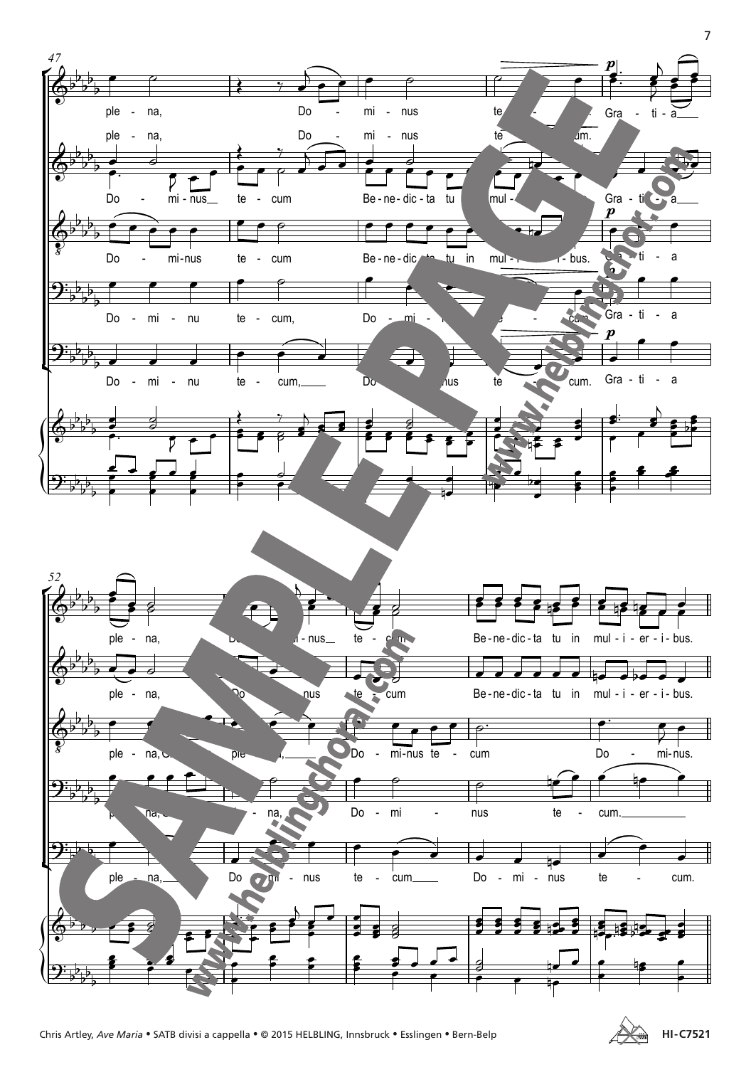Chris Artley, *Ave Maria* • SATB divisi a cappella • © 2015 HELBLING, Innsbruck • Esslingen • Bern-Belp

HI-C7521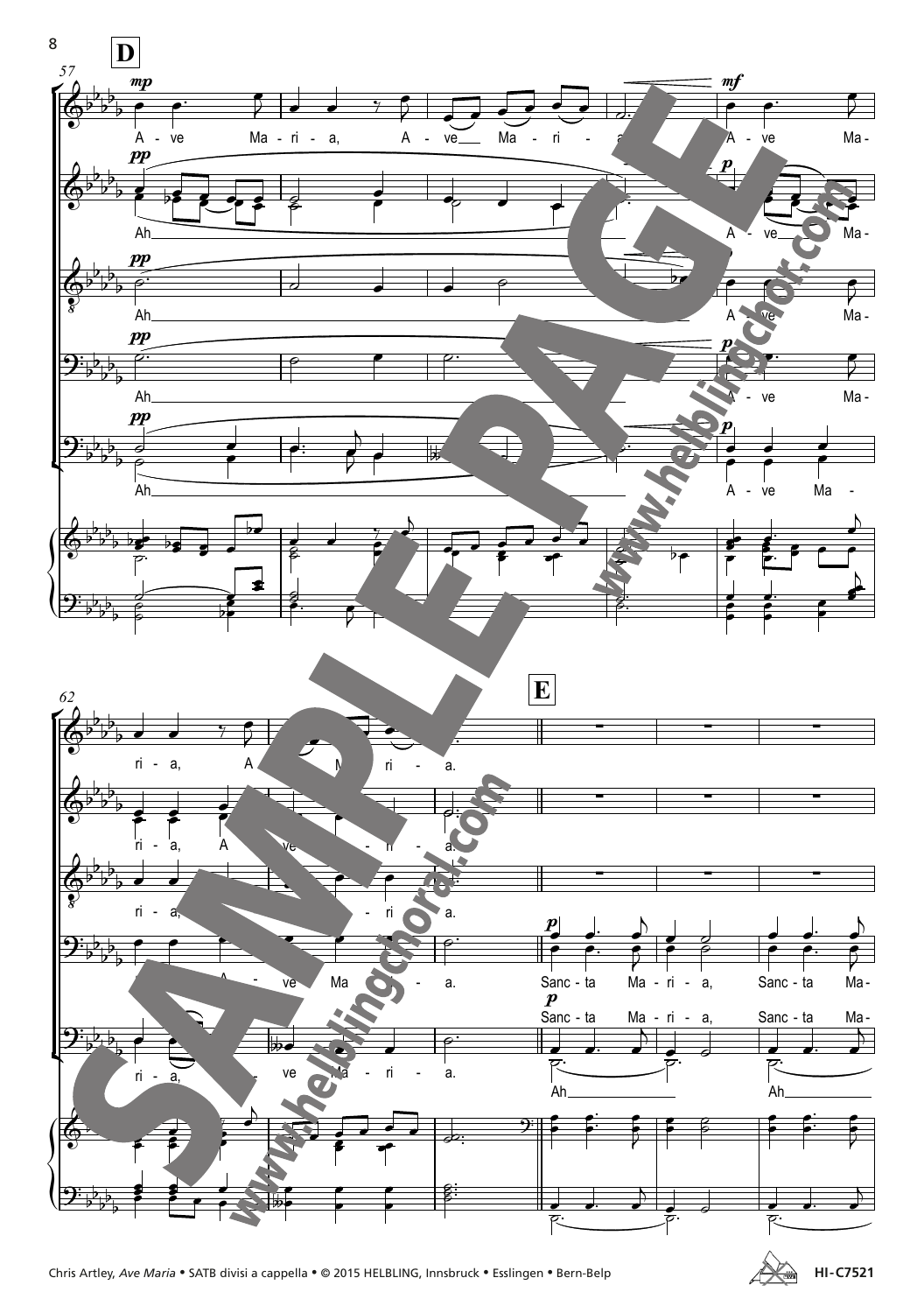**D**

57

*mp* A - ve Ma - ri - a, A - ve Ma - ri - a. *mf* A - ve Ma -

*pp* Ah *p* A - ve Ma -

*pp* Ah A - ve Ma -

*pp* Ah *p* A - ve Ma -

*pp* Ah *p* A - ve Ma -

62

**E**

ri - a, A - ve Ma - ri - a.

ri - a, A - ve Ma - ri - a.

ri - a, A - ve Ma - ri - a.

ri - a, A - ve Ma - ri - a. *p* Sanc - ta Ma - ri - a, Sanc - ta Ma -

ri - a, A - ve Ma - ri - a. *p* Sanc - ta Ma - ri - a, Sanc - ta Ma - Ah Ah

SAMPLE PAGE

www.helblingchoral.com

Chris Artley, *Ave Maria* • SATB divisi a cappella • © 2015 HELBLING, Innsbruck • Esslingen • Bern-Belp

HI-C7521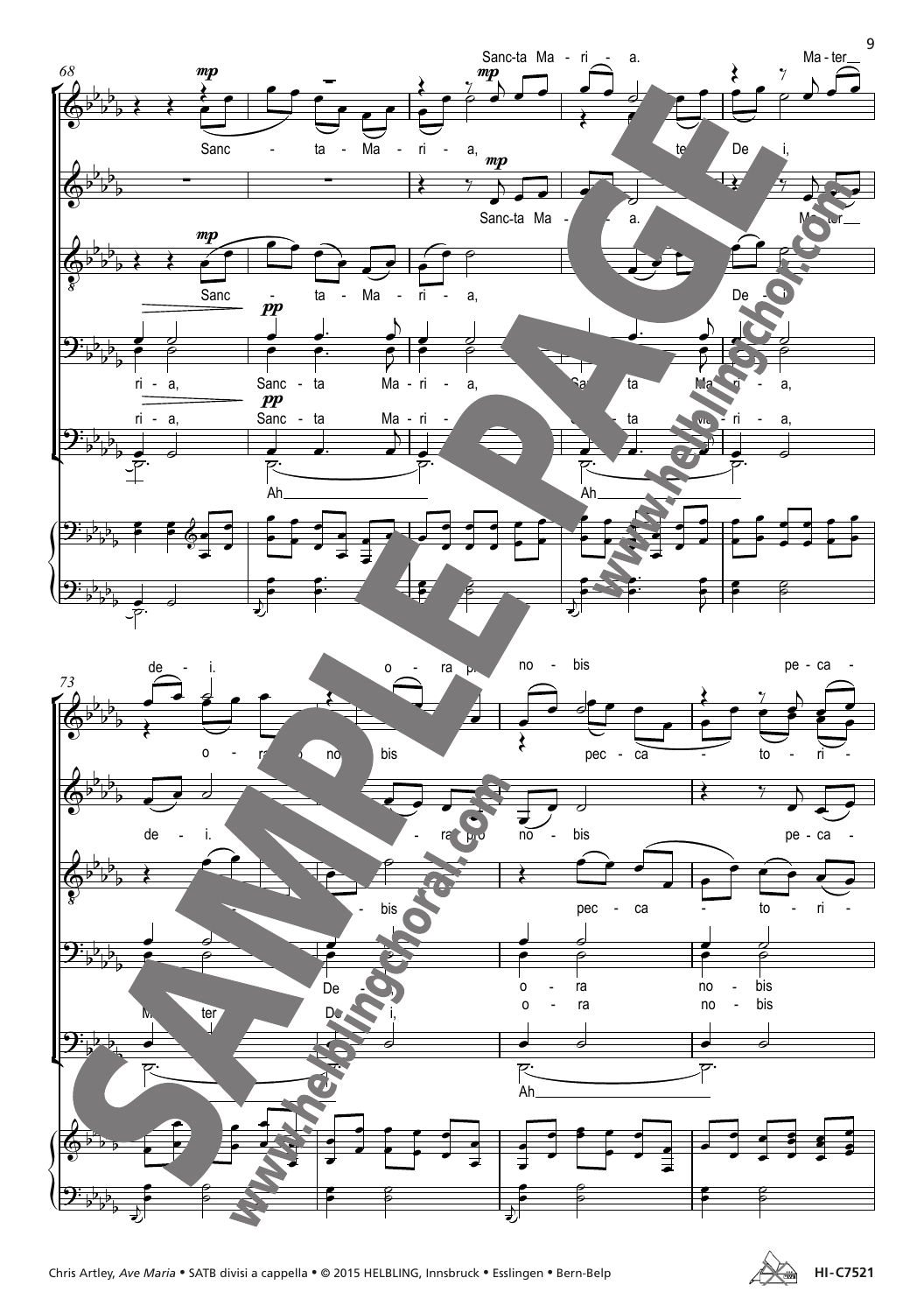68

*mp*

Sanc-ta Ma - ri - a. Ma - ter__

Sanc - ta - Ma - ri - a, Ma - ter De - i,

*mp*

Sanc-ta Ma - ri - a. Ma - ter__

*mp*

Sanc - ta - Ma - ri - a, De -

*pp*

ri - a, Sanc - ta Ma - ri - a, Sanc - ta Ma - ri - a,

*pp*

ri - a, Sanc - ta Ma - ri - a, Sanc - ta Ma - ri - a,

Ah___ Ah___

73

de - i. o - ra pro no - bis pe - ca -

o - ra pro no - bis pec - ca - to - ri -

de - i. o - ra pro no - bis pe - ca -

bis pec - ca - to - ri -

De - i, o - ra no - bis

Ma - ter De - i, o - ra no - bis

Ah___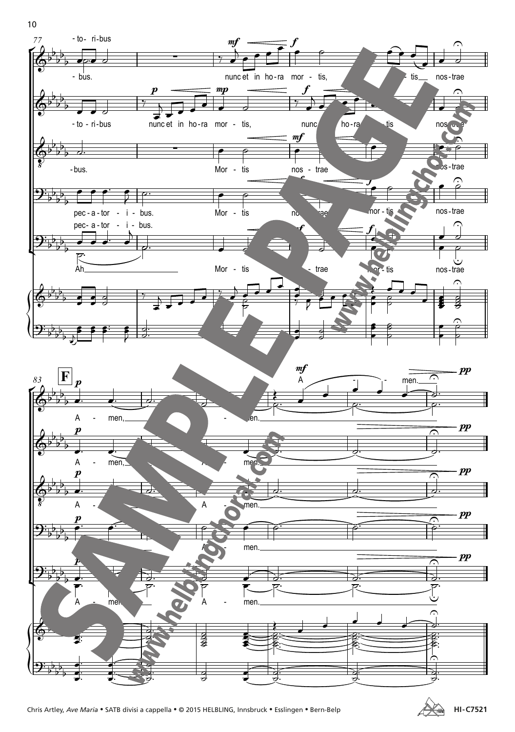- to- ri-bus

- bus. nunc et in ho-ra mor - tis, tis nos-trae

- to - ri-bus nunc et in ho-ra mor - tis, nunc ho-ra tis nos-trae

- bus. Mor - tis nos - trae nos-trae

pec - a - tor - i - bus. Mor - tis nos-trae mor - tis nos-trae

pec- a - tor - i - bus.

Ah Mor - tis trae mor - tis nos-trae

F

A - men.

A - men, men.

A - men, A - men.

A - A - men.

A - men.

A - men A - men.

Chris Artley, *Ave Maria* • SATB divisi a cappella • © 2015 HELBLING, Innsbruck • Esslingen • Bern-Belp

HI-C7521